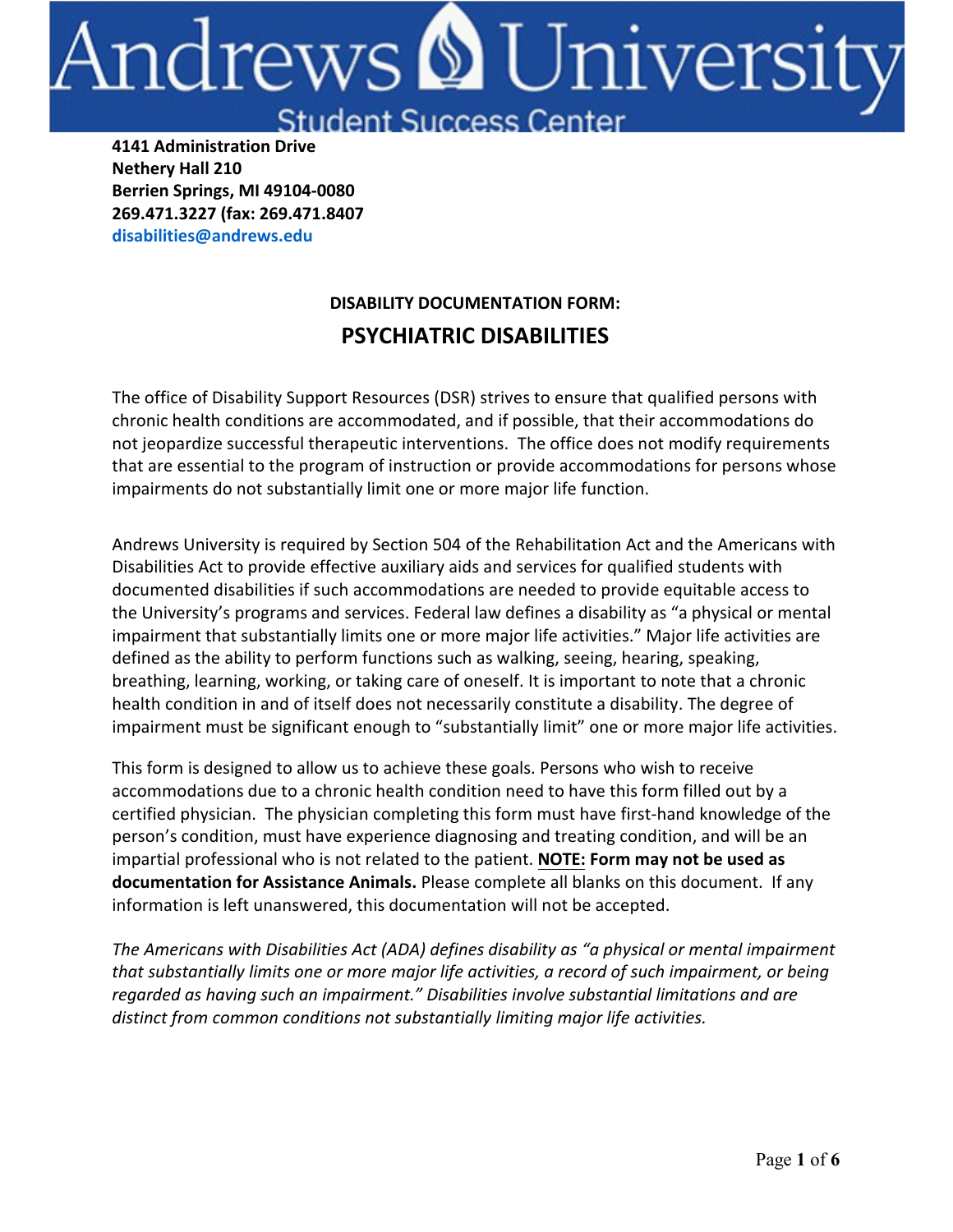# Andrews University

## Student Success Center

**4141 Administration Drive**
**Nethery Hall 210**
**Berrien Springs, MI 49104-0080**
**269.471.3227 (fax: 269.471.8407**
**disabilities@andrews.edu**

**DISABILITY DOCUMENTATION FORM:**

# PSYCHIATRIC DISABILITIES

The office of Disability Support Resources (DSR) strives to ensure that qualified persons with chronic health conditions are accommodated, and if possible, that their accommodations do not jeopardize successful therapeutic interventions. The office does not modify requirements that are essential to the program of instruction or provide accommodations for persons whose impairments do not substantially limit one or more major life function.

Andrews University is required by Section 504 of the Rehabilitation Act and the Americans with Disabilities Act to provide effective auxiliary aids and services for qualified students with documented disabilities if such accommodations are needed to provide equitable access to the University's programs and services. Federal law defines a disability as "a physical or mental impairment that substantially limits one or more major life activities." Major life activities are defined as the ability to perform functions such as walking, seeing, hearing, speaking, breathing, learning, working, or taking care of oneself. It is important to note that a chronic health condition in and of itself does not necessarily constitute a disability. The degree of impairment must be significant enough to "substantially limit" one or more major life activities.

This form is designed to allow us to achieve these goals. Persons who wish to receive accommodations due to a chronic health condition need to have this form filled out by a certified physician. The physician completing this form must have first-hand knowledge of the person's condition, must have experience diagnosing and treating condition, and will be an impartial professional who is not related to the patient. **NOTE: Form may not be used as documentation for Assistance Animals.** Please complete all blanks on this document. If any information is left unanswered, this documentation will not be accepted.

*The Americans with Disabilities Act (ADA) defines disability as "a physical or mental impairment that substantially limits one or more major life activities, a record of such impairment, or being regarded as having such an impairment." Disabilities involve substantial limitations and are distinct from common conditions not substantially limiting major life activities.*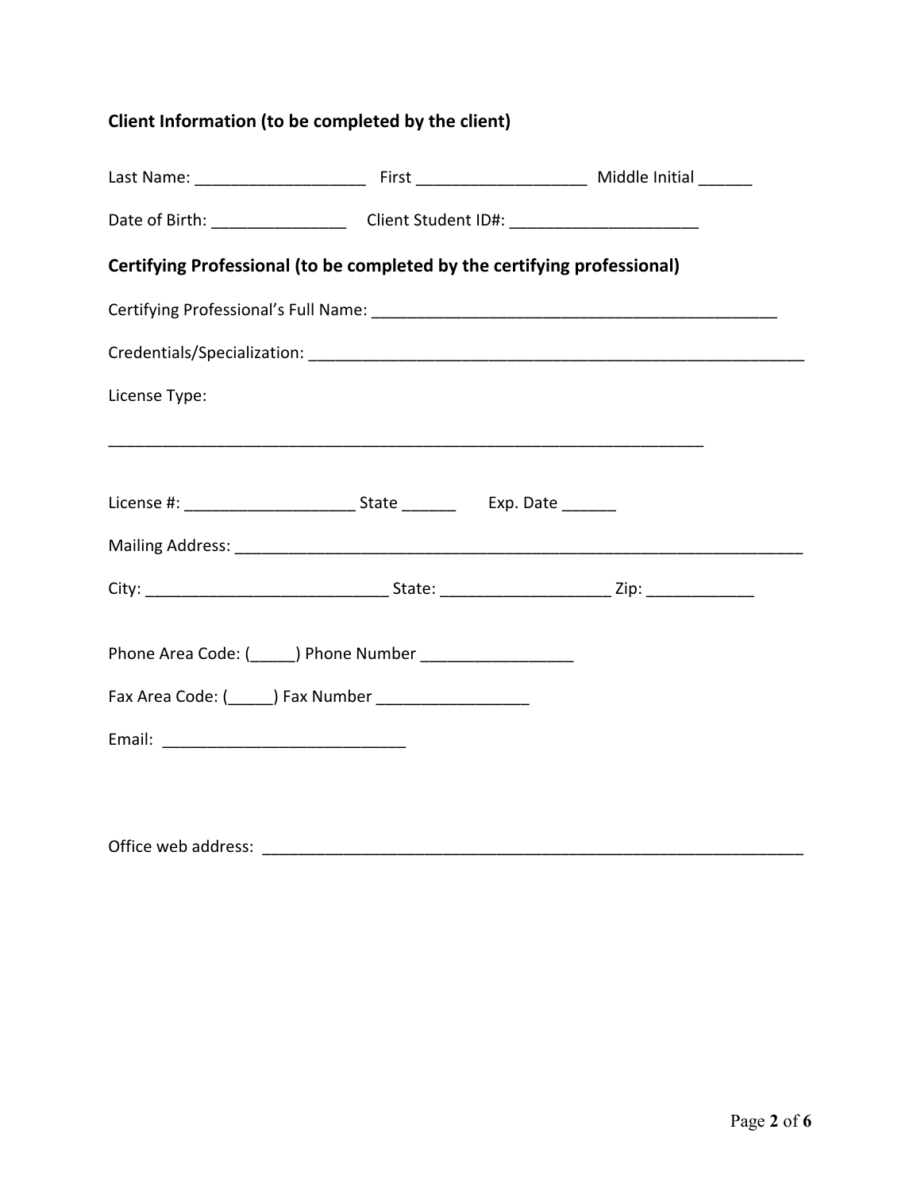**Client Information (to be completed by the client)**

Last Name: ___________________ First ___________________ Middle Initial ______

Date of Birth: _______________ Client Student ID#: _____________________

**Certifying Professional (to be completed by the certifying professional)**

Certifying Professional's Full Name: _______________________________________________

Credentials/Specialization: __________________________________________________________

License Type:

_____________________________________________________________________

License #: ___________________ State ______ Exp. Date ______

Mailing Address: ________________________________________________________________

City: ___________________________ State: ___________________ Zip: ____________

Phone Area Code: (_____) Phone Number _________________

Fax Area Code: (_____) Fax Number _________________

Email: ___________________________

Office web address: ______________________________________________________________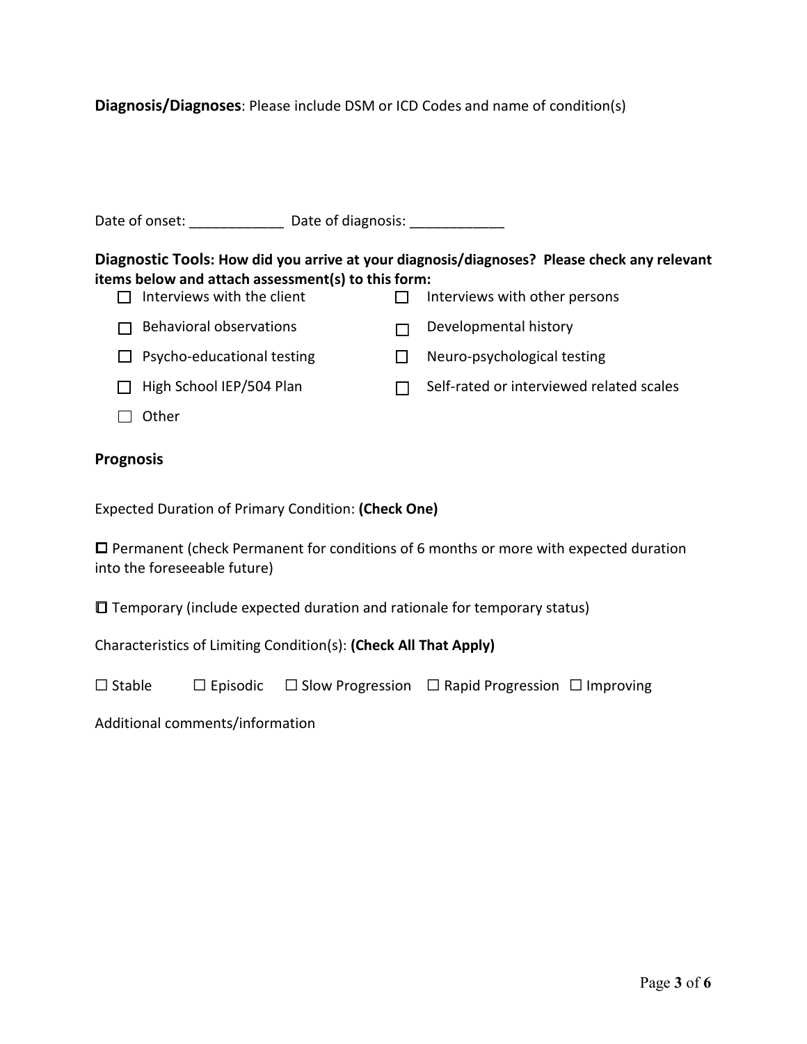**Diagnosis/Diagnoses**: Please include DSM or ICD Codes and name of condition(s)

Date of onset: ____________ Date of diagnosis: ____________

**Diagnostic Tools: How did you arrive at your diagnosis/diagnoses? Please check any relevant items below and attach assessment(s) to this form:**

- ☐ Interviews with the client
- ☐ Interviews with other persons
- ☐ Behavioral observations
- ☐ Developmental history
- ☐ Psycho-educational testing
- ☐ Neuro-psychological testing
- ☐ High School IEP/504 Plan
- ☐ Self-rated or interviewed related scales
- ☐ Other

## Prognosis

Expected Duration of Primary Condition: **(Check One)**

☐ Permanent (check Permanent for conditions of 6 months or more with expected duration into the foreseeable future)

☐ Temporary (include expected duration and rationale for temporary status)

Characteristics of Limiting Condition(s): **(Check All That Apply)**

☐ Stable ☐ Episodic ☐ Slow Progression ☐ Rapid Progression ☐ Improving

Additional comments/information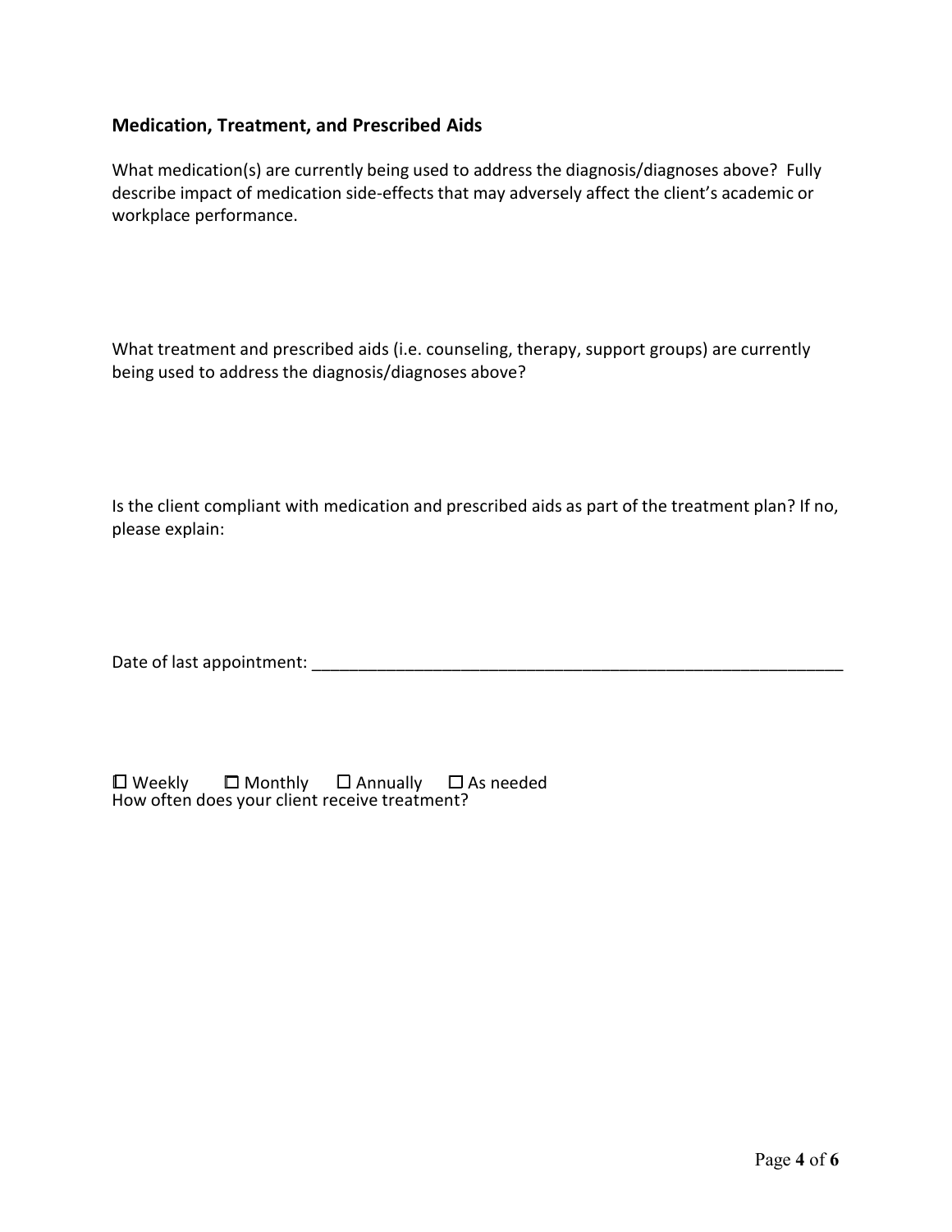### Medication, Treatment, and Prescribed Aids

What medication(s) are currently being used to address the diagnosis/diagnoses above? Fully describe impact of medication side-effects that may adversely affect the client's academic or workplace performance.

What treatment and prescribed aids (i.e. counseling, therapy, support groups) are currently being used to address the diagnosis/diagnoses above?

Is the client compliant with medication and prescribed aids as part of the treatment plan? If no, please explain:

Date of last appointment: ___________________________________________________________

☐ Weekly ☐ Monthly ☐ Annually ☐ As needed
How often does your client receive treatment?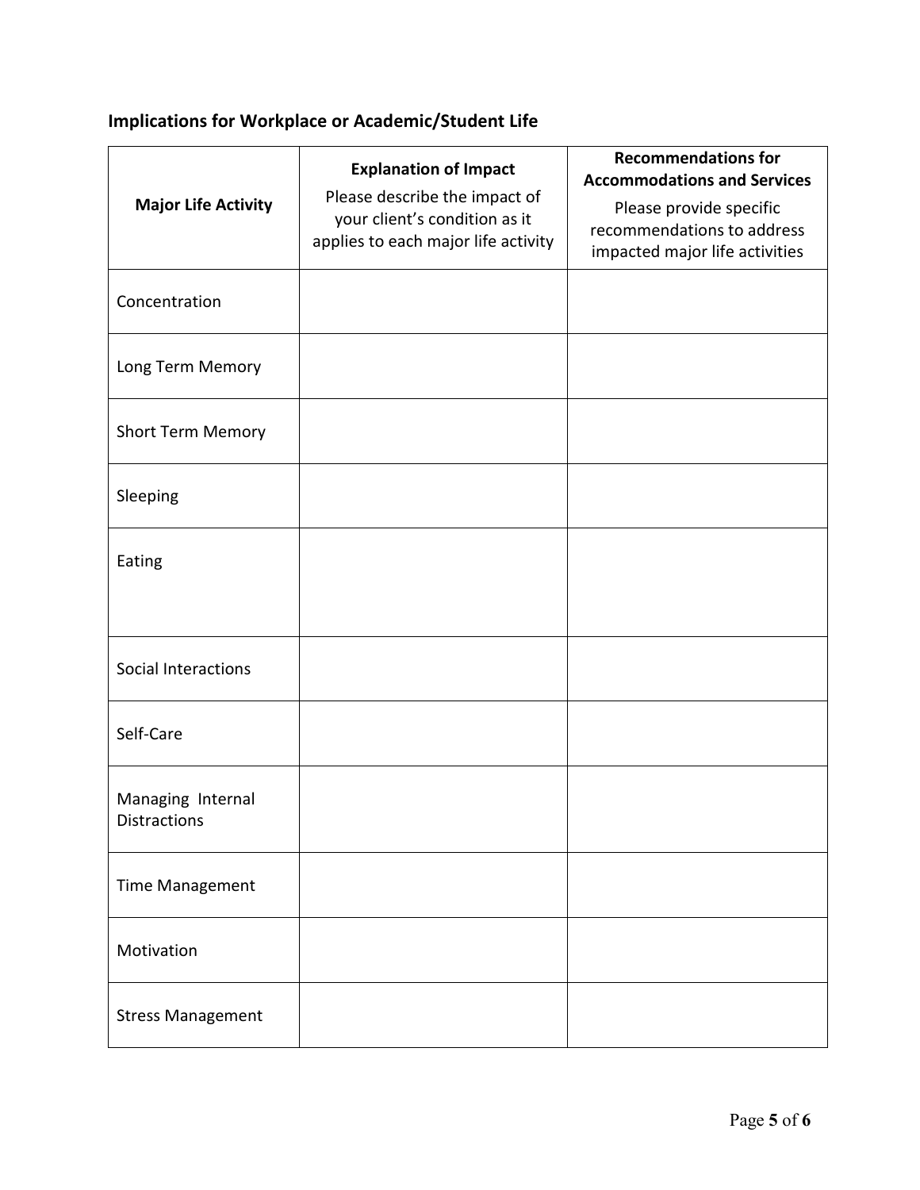## Implications for Workplace or Academic/Student Life

| Major Life Activity | **Explanation of Impact** Please describe the impact of your client's condition as it applies to each major life activity | **Recommendations for Accommodations and Services** Please provide specific recommendations to address impacted major life activities |
|---|---|---|
| Concentration | | |
| Long Term Memory | | |
| Short Term Memory | | |
| Sleeping | | |
| Eating | | |
| Social Interactions | | |
| Self-Care | | |
| Managing Internal Distractions | | |
| Time Management | | |
| Motivation | | |
| Stress Management | | |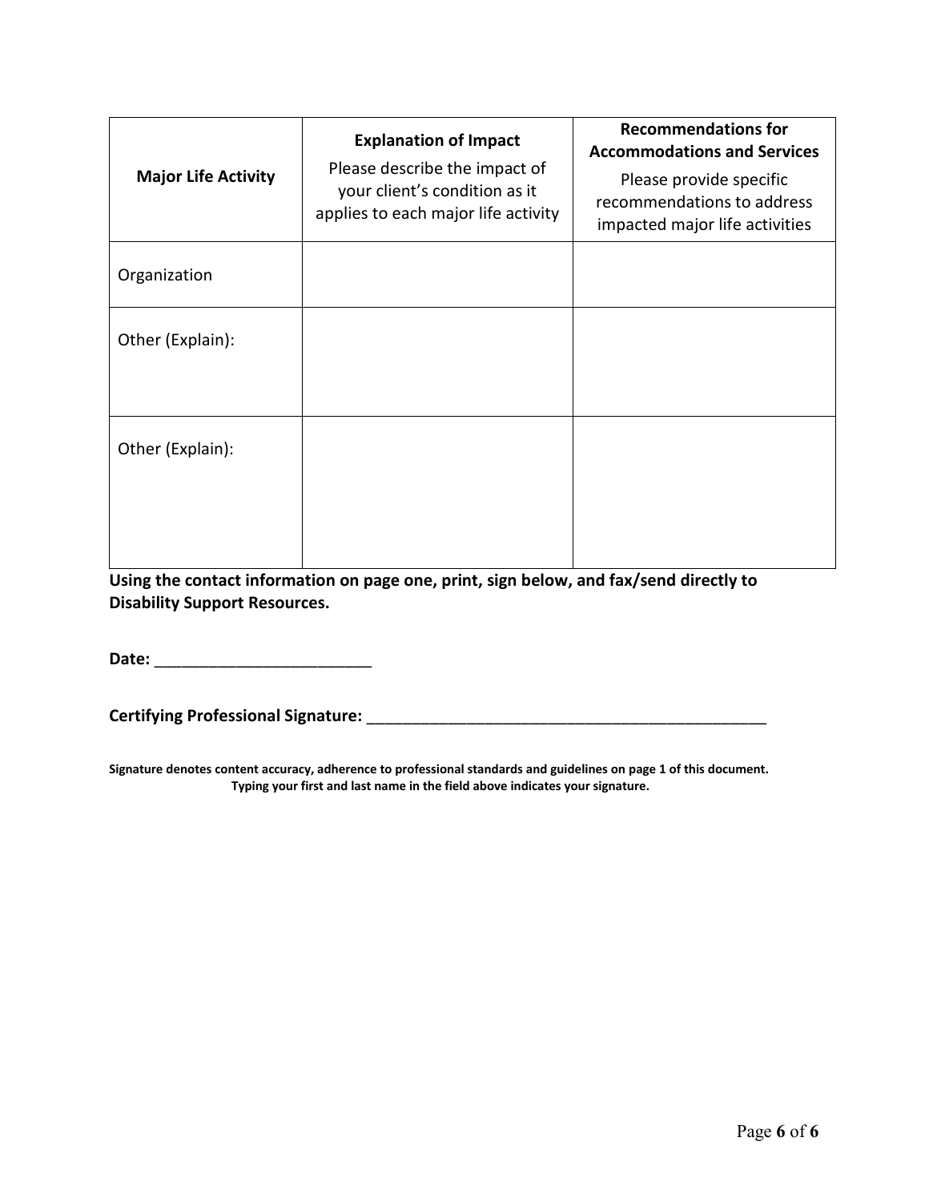| Major Life Activity | **Explanation of Impact** Please describe the impact of your client's condition as it applies to each major life activity | **Recommendations for Accommodations and Services** Please provide specific recommendations to address impacted major life activities |
|---|---|---|
| Organization | | |
| Other (Explain): | | |
| Other (Explain): | | |

**Using the contact information on page one, print, sign below, and fax/send directly to Disability Support Resources.**

**Date:** ________________________

**Certifying Professional Signature:** _______________________________________________

**Signature denotes content accuracy, adherence to professional standards and guidelines on page 1 of this document. Typing your first and last name in the field above indicates your signature.**